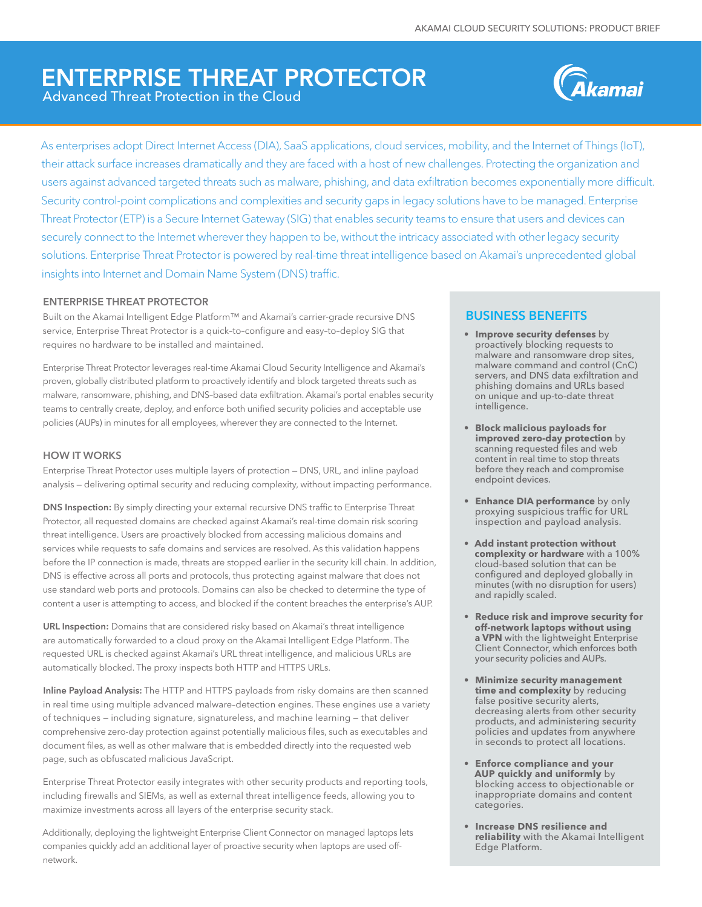# ENTERPRISE THREAT PROTECTOR

Advanced Threat Protection in the Cloud

As enterprises adopt Direct Internet Access (DIA), SaaS applications, cloud services, mobility, and the Internet of Things (IoT), their attack surface increases dramatically and they are faced with a host of new challenges. Protecting the organization and users against advanced targeted threats such as malware, phishing, and data exfiltration becomes exponentially more difficult. Security control-point complications and complexities and security gaps in legacy solutions have to be managed. Enterprise Threat Protector (ETP) is a Secure Internet Gateway (SIG) that enables security teams to ensure that users and devices can securely connect to the Internet wherever they happen to be, without the intricacy associated with other legacy security solutions. Enterprise Threat Protector is powered by real-time threat intelligence based on Akamai's unprecedented global insights into Internet and Domain Name System (DNS) traffic.

## ENTERPRISE THREAT PROTECTOR

Built on the Akamai Intelligent Edge Platform™ and Akamai's carrier-grade recursive DNS service, Enterprise Threat Protector is a quick–to–configure and easy–to–deploy SIG that requires no hardware to be installed and maintained.

Enterprise Threat Protector leverages real-time Akamai Cloud Security Intelligence and Akamai's proven, globally distributed platform to proactively identify and block targeted threats such as malware, ransomware, phishing, and DNS-based data exfiltration. Akamai's portal enables security teams to centrally create, deploy, and enforce both unified security policies and acceptable use policies (AUPs) in minutes for all employees, wherever they are connected to the Internet.

## HOW IT WORKS

Enterprise Threat Protector uses multiple layers of protection — DNS, URL, and inline payload analysis — delivering optimal security and reducing complexity, without impacting performance.

**DNS Inspection:** By simply directing your external recursive DNS traffic to Enterprise Threat Protector, all requested domains are checked against Akamai's real-time domain risk scoring threat intelligence. Users are proactively blocked from accessing malicious domains and services while requests to safe domains and services are resolved. As this validation happens before the IP connection is made, threats are stopped earlier in the security kill chain. In addition, DNS is effective across all ports and protocols, thus protecting against malware that does not use standard web ports and protocols. Domains can also be checked to determine the type of content a user is attempting to access, and blocked if the content breaches the enterprise's AUP.

**URL Inspection:** Domains that are considered risky based on Akamai's threat intelligence are automatically forwarded to a cloud proxy on the Akamai Intelligent Edge Platform. The requested URL is checked against Akamai's URL threat intelligence, and malicious URLs are automatically blocked. The proxy inspects both HTTP and HTTPS URLs.

**Inline Payload Analysis:** The HTTP and HTTPS payloads from risky domains are then scanned in real time using multiple advanced malware-detection engines. These engines use a variety of techniques — including signature, signatureless, and machine learning — that deliver comprehensive zero-day protection against potentially malicious files, such as executables and document files, as well as other malware that is embedded directly into the requested web page, such as obfuscated malicious JavaScript.

Enterprise Threat Protector easily integrates with other security products and reporting tools, including firewalls and SIEMs, as well as external threat intelligence feeds, allowing you to maximize investments across all layers of the enterprise security stack.

Additionally, deploying the lightweight Enterprise Client Connector on managed laptops lets companies quickly add an additional layer of proactive security when laptops are used off-network.

## BUSINESS BENEFITS

- **Improve security defenses** by proactively blocking requests to malware and ransomware drop sites, malware command and control (CnC) servers, and DNS data exfiltration and phishing domains and URLs based on unique and up-to-date threat intelligence.
- **Block malicious payloads for improved zero-day protection** by scanning requested files and web content in real time to stop threats before they reach and compromise endpoint devices.
- **Enhance DIA performance** by only proxying suspicious traffic for URL inspection and payload analysis.
- **Add instant protection without complexity or hardware** with a 100% cloud-based solution that can be configured and deployed globally in minutes (with no disruption for users) and rapidly scaled.
- **Reduce risk and improve security for off-network laptops without using a VPN** with the lightweight Enterprise Client Connector, which enforces both your security policies and AUPs.
- **Minimize security management time and complexity** by reducing false positive security alerts, decreasing alerts from other security products, and administering security policies and updates from anywhere in seconds to protect all locations.
- **Enforce compliance and your AUP quickly and uniformly** by blocking access to objectionable or inappropriate domains and content categories.
- **Increase DNS resilience and reliability** with the Akamai Intelligent Edge Platform.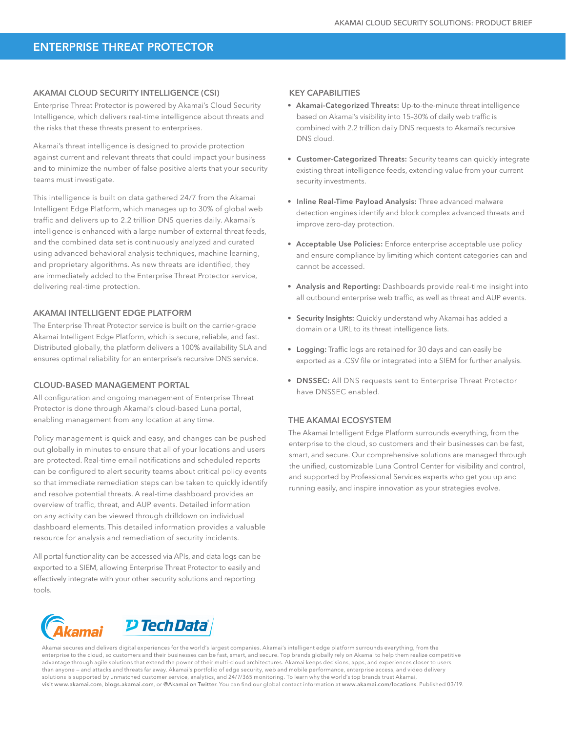# ENTERPRISE THREAT PROTECTOR

## AKAMAI CLOUD SECURITY INTELLIGENCE (CSI)

Enterprise Threat Protector is powered by Akamai's Cloud Security Intelligence, which delivers real-time intelligence about threats and the risks that these threats present to enterprises.

Akamai's threat intelligence is designed to provide protection against current and relevant threats that could impact your business and to minimize the number of false positive alerts that your security teams must investigate.

This intelligence is built on data gathered 24/7 from the Akamai Intelligent Edge Platform, which manages up to 30% of global web traffic and delivers up to 2.2 trillion DNS queries daily. Akamai's intelligence is enhanced with a large number of external threat feeds, and the combined data set is continuously analyzed and curated using advanced behavioral analysis techniques, machine learning, and proprietary algorithms. As new threats are identified, they are immediately added to the Enterprise Threat Protector service, delivering real-time protection.

## AKAMAI INTELLIGENT EDGE PLATFORM

The Enterprise Threat Protector service is built on the carrier-grade Akamai Intelligent Edge Platform, which is secure, reliable, and fast. Distributed globally, the platform delivers a 100% availability SLA and ensures optimal reliability for an enterprise's recursive DNS service.

## CLOUD-BASED MANAGEMENT PORTAL

All configuration and ongoing management of Enterprise Threat Protector is done through Akamai's cloud-based Luna portal, enabling management from any location at any time.

Policy management is quick and easy, and changes can be pushed out globally in minutes to ensure that all of your locations and users are protected. Real-time email notifications and scheduled reports can be configured to alert security teams about critical policy events so that immediate remediation steps can be taken to quickly identify and resolve potential threats. A real-time dashboard provides an overview of traffic, threat, and AUP events. Detailed information on any activity can be viewed through drilldown on individual dashboard elements. This detailed information provides a valuable resource for analysis and remediation of security incidents.

All portal functionality can be accessed via APIs, and data logs can be exported to a SIEM, allowing Enterprise Threat Protector to easily and effectively integrate with your other security solutions and reporting tools.

## KEY CAPABILITIES

- **Akamai-Categorized Threats:** Up-to-the-minute threat intelligence based on Akamai's visibility into 15–30% of daily web traffic is combined with 2.2 trillion daily DNS requests to Akamai's recursive DNS cloud.
- **Customer-Categorized Threats:** Security teams can quickly integrate existing threat intelligence feeds, extending value from your current security investments.
- **Inline Real-Time Payload Analysis:** Three advanced malware detection engines identify and block complex advanced threats and improve zero-day protection.
- **Acceptable Use Policies:** Enforce enterprise acceptable use policy and ensure compliance by limiting which content categories can and cannot be accessed.
- **Analysis and Reporting:** Dashboards provide real-time insight into all outbound enterprise web traffic, as well as threat and AUP events.
- **Security Insights:** Quickly understand why Akamai has added a domain or a URL to its threat intelligence lists.
- **Logging:** Traffic logs are retained for 30 days and can easily be exported as a .CSV file or integrated into a SIEM for further analysis.
- **DNSSEC:** All DNS requests sent to Enterprise Threat Protector have DNSSEC enabled.

## THE AKAMAI ECOSYSTEM

The Akamai Intelligent Edge Platform surrounds everything, from the enterprise to the cloud, so customers and their businesses can be fast, smart, and secure. Our comprehensive solutions are managed through the unified, customizable Luna Control Center for visibility and control, and supported by Professional Services experts who get you up and running easily, and inspire innovation as your strategies evolve.

Akamai Tech Data

Akamai secures and delivers digital experiences for the world's largest companies. Akamai's intelligent edge platform surrounds everything, from the enterprise to the cloud, so customers and their businesses can be fast, smart, and secure. Top brands globally rely on Akamai to help them realize competitive advantage through agile solutions that extend the power of their multi-cloud architectures. Akamai keeps decisions, apps, and experiences closer to users than anyone — and attacks and threats far away. Akamai's portfolio of edge security, web and mobile performance, enterprise access, and video delivery solutions is supported by unmatched customer service, analytics, and 24/7/365 monitoring. To learn why the world's top brands trust Akamai, visit www.akamai.com, blogs.akamai.com, or @Akamai on Twitter. You can find our global contact information at www.akamai.com/locations. Published 03/19.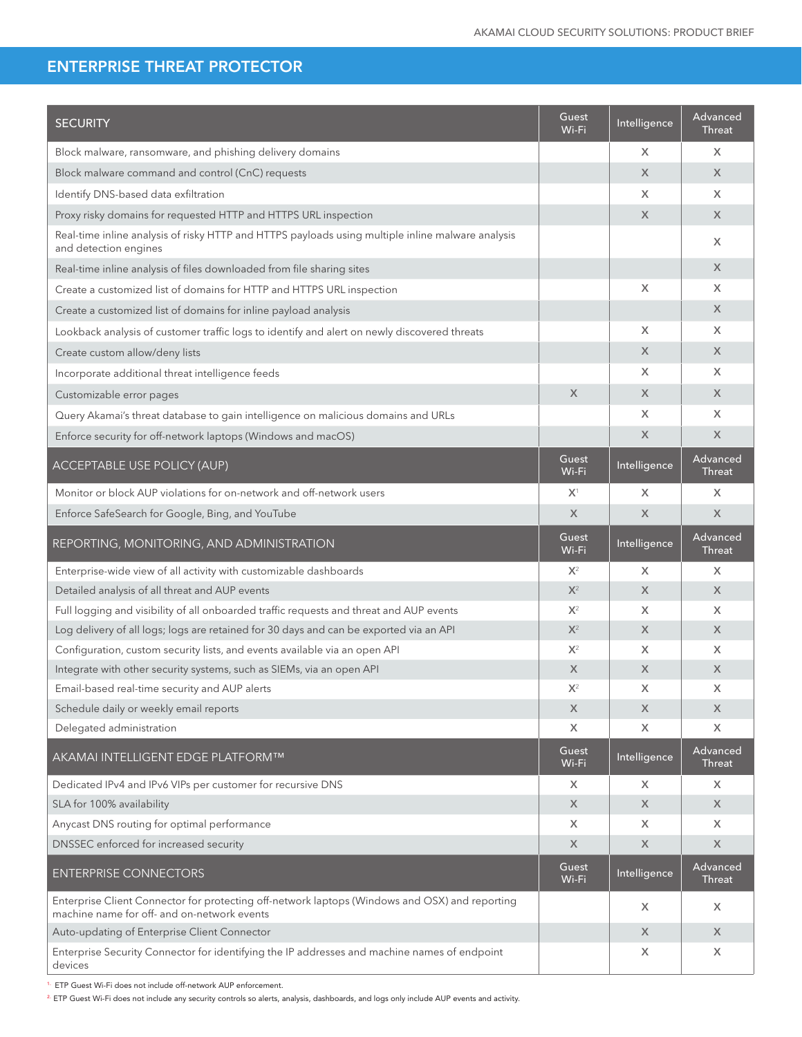## ENTERPRISE THREAT PROTECTOR

| SECURITY | Guest Wi-Fi | Intelligence | Advanced Threat |
|---|---|---|---|
| Block malware, ransomware, and phishing delivery domains | | X | X |
| Block malware command and control (CnC) requests | | X | X |
| Identify DNS-based data exfiltration | | X | X |
| Proxy risky domains for requested HTTP and HTTPS URL inspection | | X | X |
| Real-time inline analysis of risky HTTP and HTTPS payloads using multiple inline malware analysis and detection engines | | | X |
| Real-time inline analysis of files downloaded from file sharing sites | | | X |
| Create a customized list of domains for HTTP and HTTPS URL inspection | | X | X |
| Create a customized list of domains for inline payload analysis | | | X |
| Lookback analysis of customer traffic logs to identify and alert on newly discovered threats | | X | X |
| Create custom allow/deny lists | | X | X |
| Incorporate additional threat intelligence feeds | | X | X |
| Customizable error pages | X | X | X |
| Query Akamai's threat database to gain intelligence on malicious domains and URLs | | X | X |
| Enforce security for off-network laptops (Windows and macOS) | | X | X |
| **ACCEPTABLE USE POLICY (AUP)** | **Guest Wi-Fi** | **Intelligence** | **Advanced Threat** |
| Monitor or block AUP violations for on-network and off-network users | X[1] | X | X |
| Enforce SafeSearch for Google, Bing, and YouTube | X | X | X |
| **REPORTING, MONITORING, AND ADMINISTRATION** | **Guest Wi-Fi** | **Intelligence** | **Advanced Threat** |
| Enterprise-wide view of all activity with customizable dashboards | X[2] | X | X |
| Detailed analysis of all threat and AUP events | X[2] | X | X |
| Full logging and visibility of all onboarded traffic requests and threat and AUP events | X[2] | X | X |
| Log delivery of all logs; logs are retained for 30 days and can be exported via an API | X[2] | X | X |
| Configuration, custom security lists, and events available via an open API | X[2] | X | X |
| Integrate with other security systems, such as SIEMs, via an open API | X | X | X |
| Email-based real-time security and AUP alerts | X[2] | X | X |
| Schedule daily or weekly email reports | X | X | X |
| Delegated administration | X | X | X |
| **AKAMAI INTELLIGENT EDGE PLATFORM™** | **Guest Wi-Fi** | **Intelligence** | **Advanced Threat** |
| Dedicated IPv4 and IPv6 VIPs per customer for recursive DNS | X | X | X |
| SLA for 100% availability | X | X | X |
| Anycast DNS routing for optimal performance | X | X | X |
| DNSSEC enforced for increased security | X | X | X |
| **ENTERPRISE CONNECTORS** | **Guest Wi-Fi** | **Intelligence** | **Advanced Threat** |
| Enterprise Client Connector for protecting off-network laptops (Windows and OSX) and reporting machine name for off- and on-network events | | X | X |
| Auto-updating of Enterprise Client Connector | | X | X |
| Enterprise Security Connector for identifying the IP addresses and machine names of endpoint devices | | X | X |

[1] ETP Guest Wi-Fi does not include off-network AUP enforcement.

[2] ETP Guest Wi-Fi does not include any security controls so alerts, analysis, dashboards, and logs only include AUP events and activity.